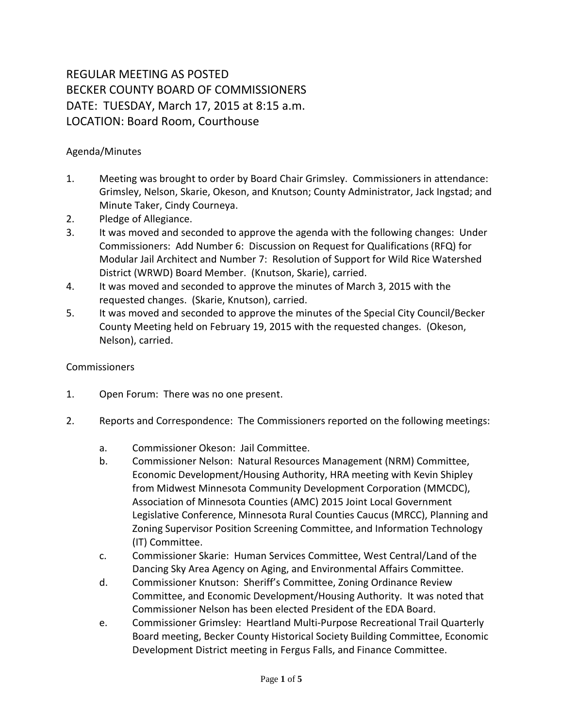# REGULAR MEETING AS POSTED
# BECKER COUNTY BOARD OF COMMISSIONERS
# DATE: TUESDAY, March 17, 2015 at 8:15 a.m.
# LOCATION: Board Room, Courthouse

Agenda/Minutes

1. Meeting was brought to order by Board Chair Grimsley. Commissioners in attendance: Grimsley, Nelson, Skarie, Okeson, and Knutson; County Administrator, Jack Ingstad; and Minute Taker, Cindy Courneya.
2. Pledge of Allegiance.
3. It was moved and seconded to approve the agenda with the following changes: Under Commissioners: Add Number 6: Discussion on Request for Qualifications (RFQ) for Modular Jail Architect and Number 7: Resolution of Support for Wild Rice Watershed District (WRWD) Board Member. (Knutson, Skarie), carried.
4. It was moved and seconded to approve the minutes of March 3, 2015 with the requested changes. (Skarie, Knutson), carried.
5. It was moved and seconded to approve the minutes of the Special City Council/Becker County Meeting held on February 19, 2015 with the requested changes. (Okeson, Nelson), carried.

Commissioners

1. Open Forum: There was no one present.

2. Reports and Correspondence: The Commissioners reported on the following meetings:

   a. Commissioner Okeson: Jail Committee.
   b. Commissioner Nelson: Natural Resources Management (NRM) Committee, Economic Development/Housing Authority, HRA meeting with Kevin Shipley from Midwest Minnesota Community Development Corporation (MMCDC), Association of Minnesota Counties (AMC) 2015 Joint Local Government Legislative Conference, Minnesota Rural Counties Caucus (MRCC), Planning and Zoning Supervisor Position Screening Committee, and Information Technology (IT) Committee.
   c. Commissioner Skarie: Human Services Committee, West Central/Land of the Dancing Sky Area Agency on Aging, and Environmental Affairs Committee.
   d. Commissioner Knutson: Sheriff's Committee, Zoning Ordinance Review Committee, and Economic Development/Housing Authority. It was noted that Commissioner Nelson has been elected President of the EDA Board.
   e. Commissioner Grimsley: Heartland Multi-Purpose Recreational Trail Quarterly Board meeting, Becker County Historical Society Building Committee, Economic Development District meeting in Fergus Falls, and Finance Committee.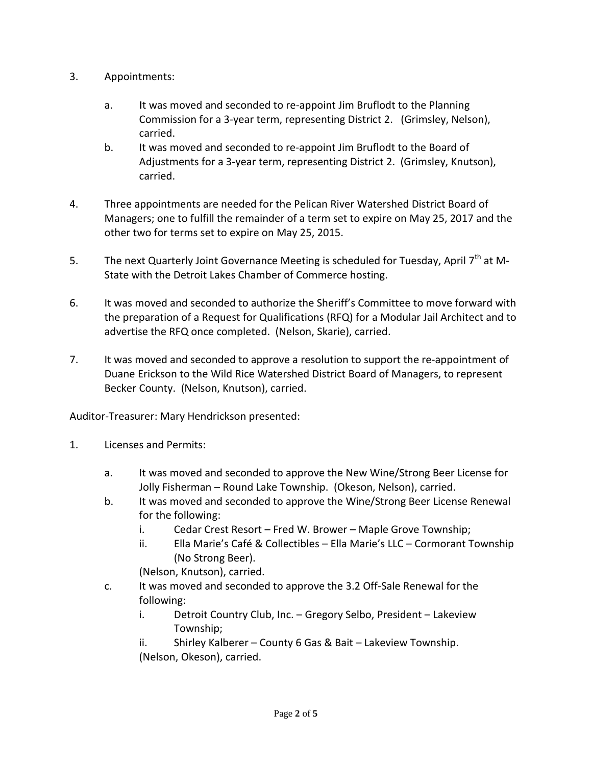3. Appointments:

   a. It was moved and seconded to re-appoint Jim Bruflodt to the Planning Commission for a 3-year term, representing District 2. (Grimsley, Nelson), carried.

   b. It was moved and seconded to re-appoint Jim Bruflodt to the Board of Adjustments for a 3-year term, representing District 2. (Grimsley, Knutson), carried.

4. Three appointments are needed for the Pelican River Watershed District Board of Managers; one to fulfill the remainder of a term set to expire on May 25, 2017 and the other two for terms set to expire on May 25, 2015.

5. The next Quarterly Joint Governance Meeting is scheduled for Tuesday, April 7th at M-State with the Detroit Lakes Chamber of Commerce hosting.

6. It was moved and seconded to authorize the Sheriff's Committee to move forward with the preparation of a Request for Qualifications (RFQ) for a Modular Jail Architect and to advertise the RFQ once completed. (Nelson, Skarie), carried.

7. It was moved and seconded to approve a resolution to support the re-appointment of Duane Erickson to the Wild Rice Watershed District Board of Managers, to represent Becker County. (Nelson, Knutson), carried.

Auditor-Treasurer: Mary Hendrickson presented:

1. Licenses and Permits:

   a. It was moved and seconded to approve the New Wine/Strong Beer License for Jolly Fisherman – Round Lake Township. (Okeson, Nelson), carried.

   b. It was moved and seconded to approve the Wine/Strong Beer License Renewal for the following:
      i. Cedar Crest Resort – Fred W. Brower – Maple Grove Township;
      ii. Ella Marie's Café & Collectibles – Ella Marie's LLC – Cormorant Township (No Strong Beer).

      (Nelson, Knutson), carried.

   c. It was moved and seconded to approve the 3.2 Off-Sale Renewal for the following:
      i. Detroit Country Club, Inc. – Gregory Selbo, President – Lakeview Township;
      ii. Shirley Kalberer – County 6 Gas & Bait – Lakeview Township.

      (Nelson, Okeson), carried.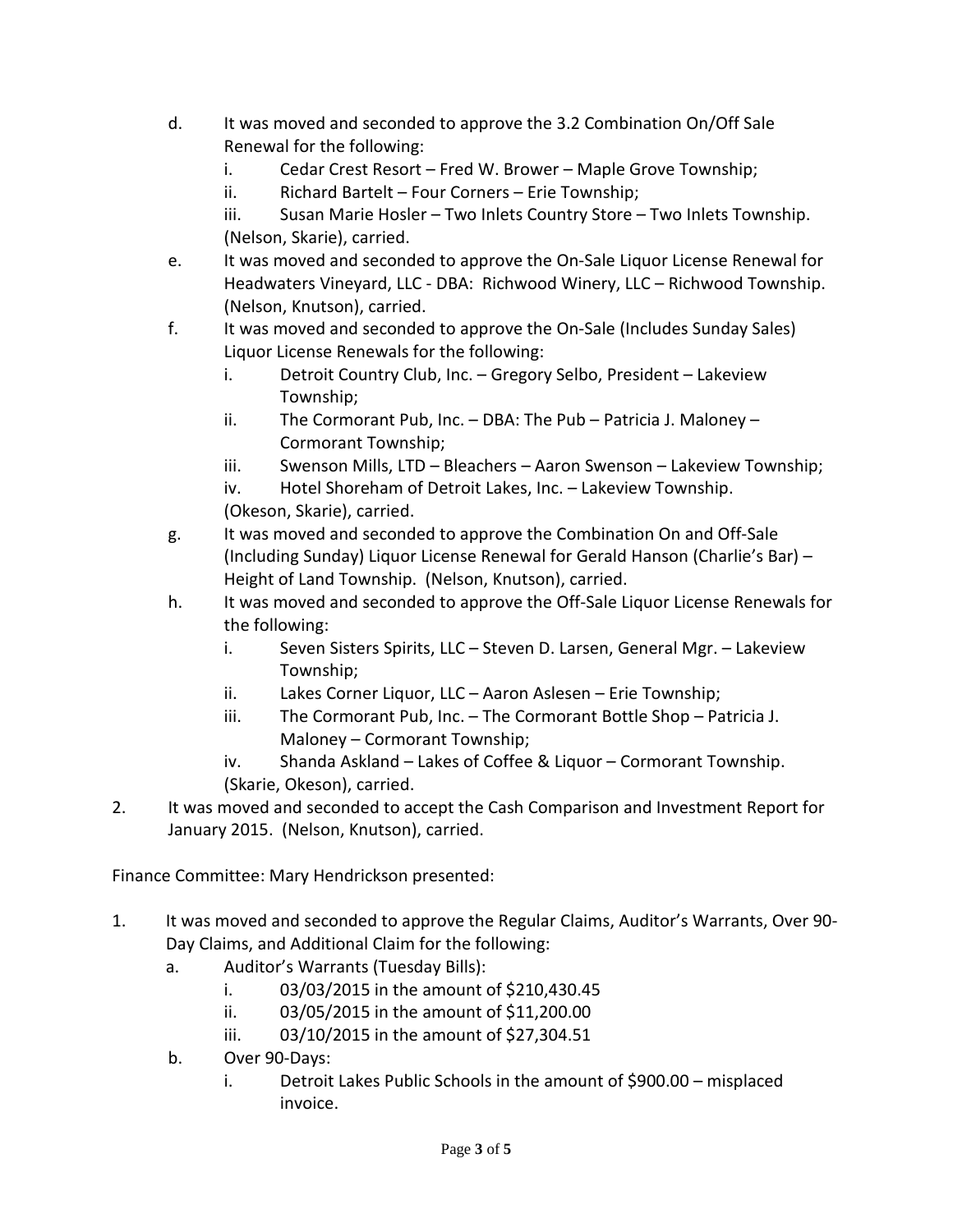d. It was moved and seconded to approve the 3.2 Combination On/Off Sale Renewal for the following:
    i. Cedar Crest Resort – Fred W. Brower – Maple Grove Township;
    ii. Richard Bartelt – Four Corners – Erie Township;
    iii. Susan Marie Hosler – Two Inlets Country Store – Two Inlets Township.
    (Nelson, Skarie), carried.
e. It was moved and seconded to approve the On-Sale Liquor License Renewal for Headwaters Vineyard, LLC - DBA: Richwood Winery, LLC – Richwood Township. (Nelson, Knutson), carried.
f. It was moved and seconded to approve the On-Sale (Includes Sunday Sales) Liquor License Renewals for the following:
    i. Detroit Country Club, Inc. – Gregory Selbo, President – Lakeview Township;
    ii. The Cormorant Pub, Inc. – DBA: The Pub – Patricia J. Maloney – Cormorant Township;
    iii. Swenson Mills, LTD – Bleachers – Aaron Swenson – Lakeview Township;
    iv. Hotel Shoreham of Detroit Lakes, Inc. – Lakeview Township.
    (Okeson, Skarie), carried.
g. It was moved and seconded to approve the Combination On and Off-Sale (Including Sunday) Liquor License Renewal for Gerald Hanson (Charlie's Bar) – Height of Land Township. (Nelson, Knutson), carried.
h. It was moved and seconded to approve the Off-Sale Liquor License Renewals for the following:
    i. Seven Sisters Spirits, LLC – Steven D. Larsen, General Mgr. – Lakeview Township;
    ii. Lakes Corner Liquor, LLC – Aaron Aslesen – Erie Township;
    iii. The Cormorant Pub, Inc. – The Cormorant Bottle Shop – Patricia J. Maloney – Cormorant Township;
    iv. Shanda Askland – Lakes of Coffee & Liquor – Cormorant Township.
    (Skarie, Okeson), carried.

2. It was moved and seconded to accept the Cash Comparison and Investment Report for January 2015. (Nelson, Knutson), carried.

Finance Committee: Mary Hendrickson presented:

1. It was moved and seconded to approve the Regular Claims, Auditor's Warrants, Over 90-Day Claims, and Additional Claim for the following:
    a. Auditor's Warrants (Tuesday Bills):
        i. 03/03/2015 in the amount of $210,430.45
        ii. 03/05/2015 in the amount of $11,200.00
        iii. 03/10/2015 in the amount of $27,304.51
    b. Over 90-Days:
        i. Detroit Lakes Public Schools in the amount of $900.00 – misplaced invoice.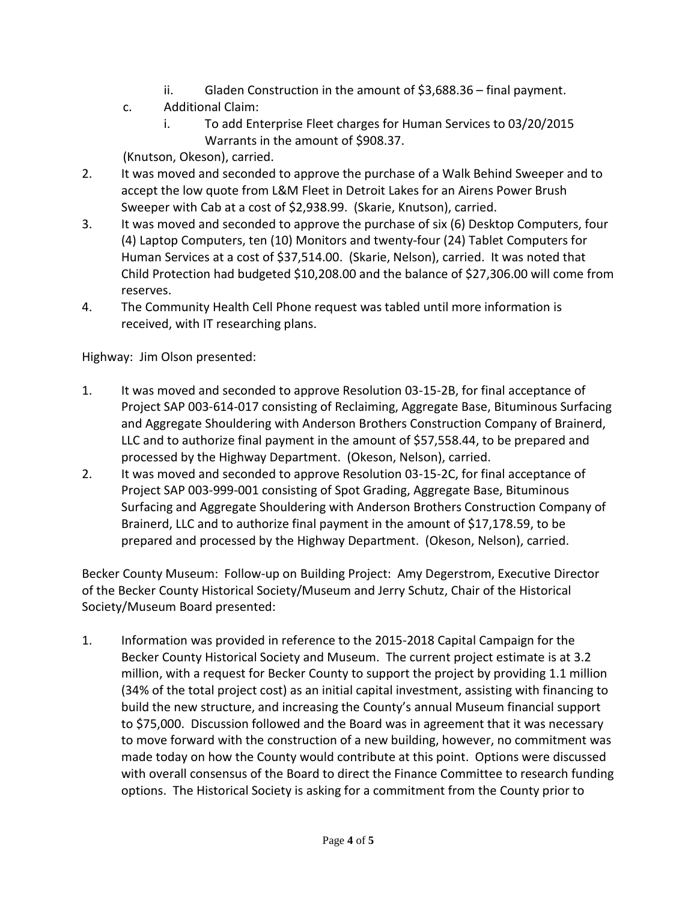ii. Gladen Construction in the amount of $3,688.36 – final payment.

c. Additional Claim:

   i. To add Enterprise Fleet charges for Human Services to 03/20/2015 Warrants in the amount of $908.37.

(Knutson, Okeson), carried.

2. It was moved and seconded to approve the purchase of a Walk Behind Sweeper and to accept the low quote from L&M Fleet in Detroit Lakes for an Airens Power Brush Sweeper with Cab at a cost of $2,938.99. (Skarie, Knutson), carried.
3. It was moved and seconded to approve the purchase of six (6) Desktop Computers, four (4) Laptop Computers, ten (10) Monitors and twenty-four (24) Tablet Computers for Human Services at a cost of $37,514.00. (Skarie, Nelson), carried. It was noted that Child Protection had budgeted $10,208.00 and the balance of $27,306.00 will come from reserves.
4. The Community Health Cell Phone request was tabled until more information is received, with IT researching plans.

Highway: Jim Olson presented:

1. It was moved and seconded to approve Resolution 03-15-2B, for final acceptance of Project SAP 003-614-017 consisting of Reclaiming, Aggregate Base, Bituminous Surfacing and Aggregate Shouldering with Anderson Brothers Construction Company of Brainerd, LLC and to authorize final payment in the amount of $57,558.44, to be prepared and processed by the Highway Department. (Okeson, Nelson), carried.
2. It was moved and seconded to approve Resolution 03-15-2C, for final acceptance of Project SAP 003-999-001 consisting of Spot Grading, Aggregate Base, Bituminous Surfacing and Aggregate Shouldering with Anderson Brothers Construction Company of Brainerd, LLC and to authorize final payment in the amount of $17,178.59, to be prepared and processed by the Highway Department. (Okeson, Nelson), carried.

Becker County Museum: Follow-up on Building Project: Amy Degerstrom, Executive Director of the Becker County Historical Society/Museum and Jerry Schutz, Chair of the Historical Society/Museum Board presented:

1. Information was provided in reference to the 2015-2018 Capital Campaign for the Becker County Historical Society and Museum. The current project estimate is at 3.2 million, with a request for Becker County to support the project by providing 1.1 million (34% of the total project cost) as an initial capital investment, assisting with financing to build the new structure, and increasing the County's annual Museum financial support to $75,000. Discussion followed and the Board was in agreement that it was necessary to move forward with the construction of a new building, however, no commitment was made today on how the County would contribute at this point. Options were discussed with overall consensus of the Board to direct the Finance Committee to research funding options. The Historical Society is asking for a commitment from the County prior to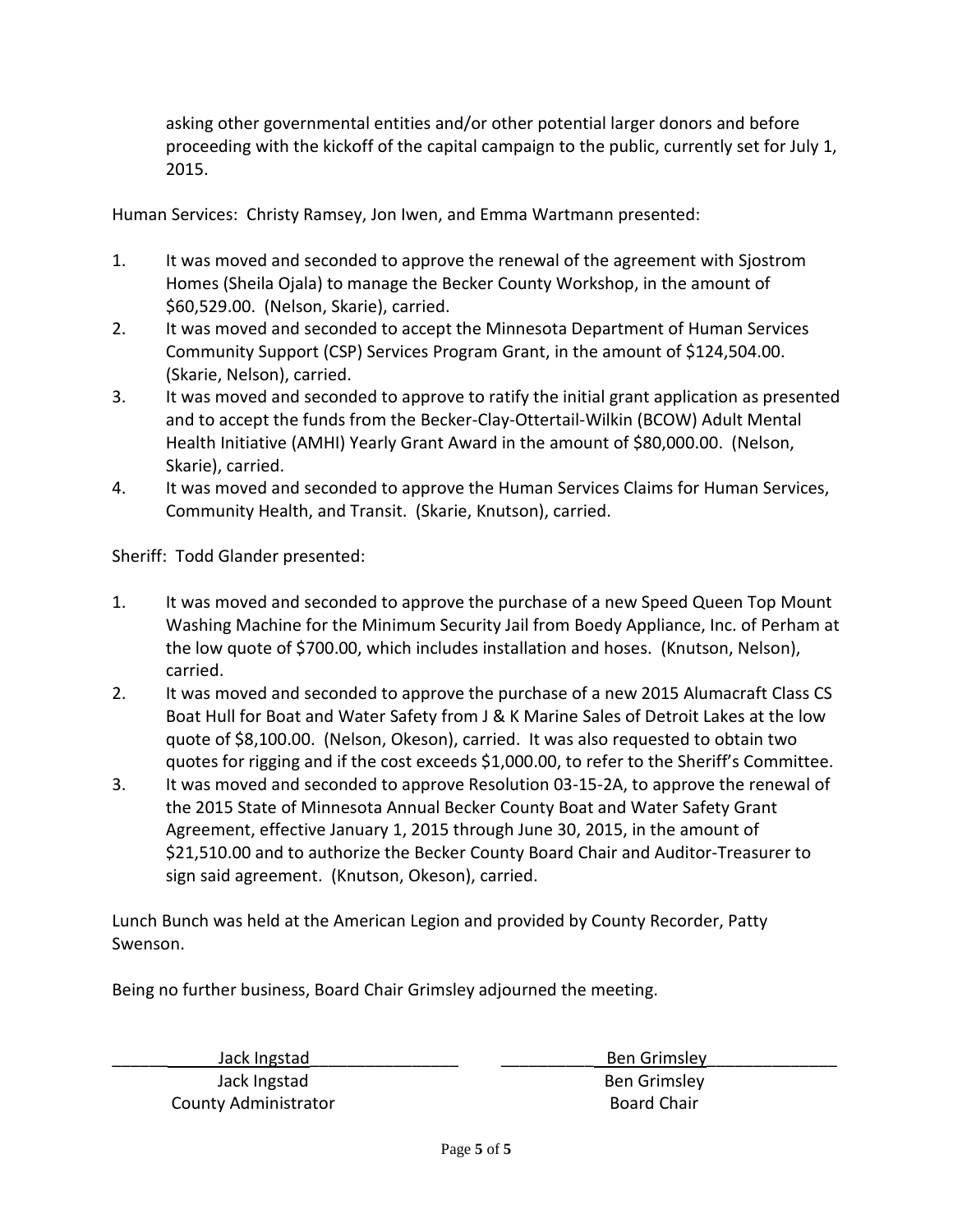asking other governmental entities and/or other potential larger donors and before proceeding with the kickoff of the capital campaign to the public, currently set for July 1, 2015.

Human Services: Christy Ramsey, Jon Iwen, and Emma Wartmann presented:

1. It was moved and seconded to approve the renewal of the agreement with Sjostrom Homes (Sheila Ojala) to manage the Becker County Workshop, in the amount of $60,529.00. (Nelson, Skarie), carried.
2. It was moved and seconded to accept the Minnesota Department of Human Services Community Support (CSP) Services Program Grant, in the amount of $124,504.00. (Skarie, Nelson), carried.
3. It was moved and seconded to approve to ratify the initial grant application as presented and to accept the funds from the Becker-Clay-Ottertail-Wilkin (BCOW) Adult Mental Health Initiative (AMHI) Yearly Grant Award in the amount of $80,000.00. (Nelson, Skarie), carried.
4. It was moved and seconded to approve the Human Services Claims for Human Services, Community Health, and Transit. (Skarie, Knutson), carried.

Sheriff: Todd Glander presented:

1. It was moved and seconded to approve the purchase of a new Speed Queen Top Mount Washing Machine for the Minimum Security Jail from Boedy Appliance, Inc. of Perham at the low quote of $700.00, which includes installation and hoses. (Knutson, Nelson), carried.
2. It was moved and seconded to approve the purchase of a new 2015 Alumacraft Class CS Boat Hull for Boat and Water Safety from J & K Marine Sales of Detroit Lakes at the low quote of $8,100.00. (Nelson, Okeson), carried. It was also requested to obtain two quotes for rigging and if the cost exceeds $1,000.00, to refer to the Sheriff's Committee.
3. It was moved and seconded to approve Resolution 03-15-2A, to approve the renewal of the 2015 State of Minnesota Annual Becker County Boat and Water Safety Grant Agreement, effective January 1, 2015 through June 30, 2015, in the amount of $21,510.00 and to authorize the Becker County Board Chair and Auditor-Treasurer to sign said agreement. (Knutson, Okeson), carried.

Lunch Bunch was held at the American Legion and provided by County Recorder, Patty Swenson.

Being no further business, Board Chair Grimsley adjourned the meeting.

| | |
|---|---|
| ______Jack Ingstad________________ | __________Ben Grimsley______________ |
| Jack Ingstad | Ben Grimsley |
| County Administrator | Board Chair |